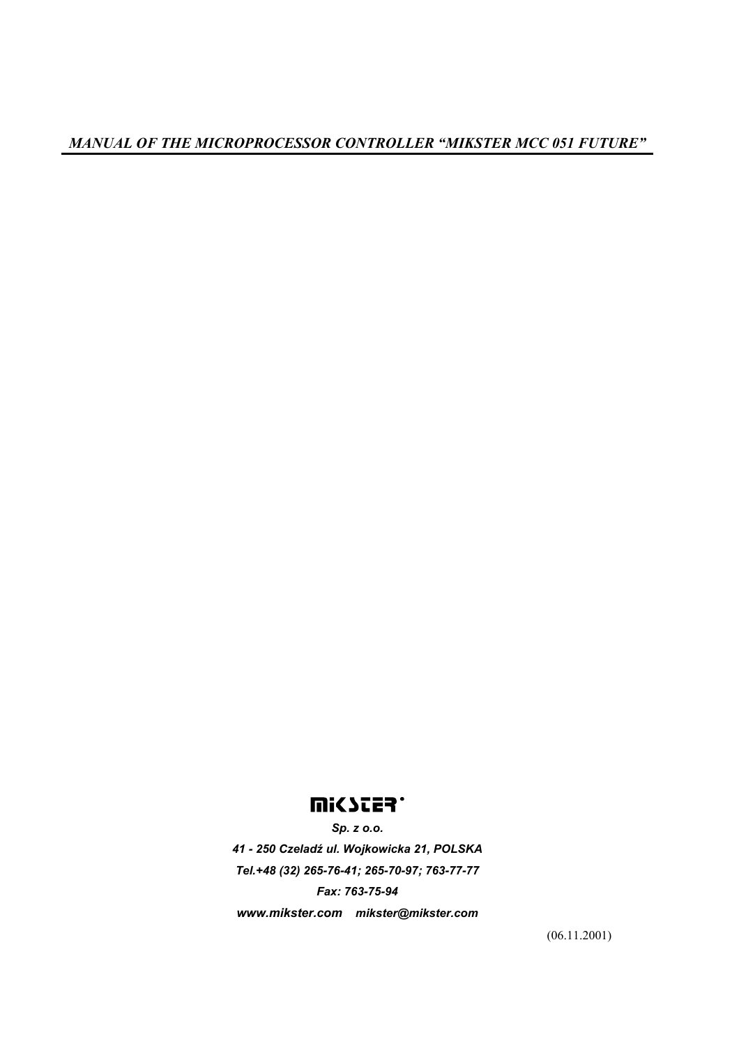# *MANUAL OF THE MICROPROCESSOR CONTROLLER "MIKSTER MCC 051 FUTURE"*

**MIKSTER**

***Sp. z o.o.***

***41 - 250 Czeladź ul. Wojkowicka 21, POLSKA***

***Tel.+48 (32) 265-76-41; 265-70-97; 763-77-77***

***Fax: 763-75-94***

***www.mikster.com mikster@mikster.com***

(06.11.2001)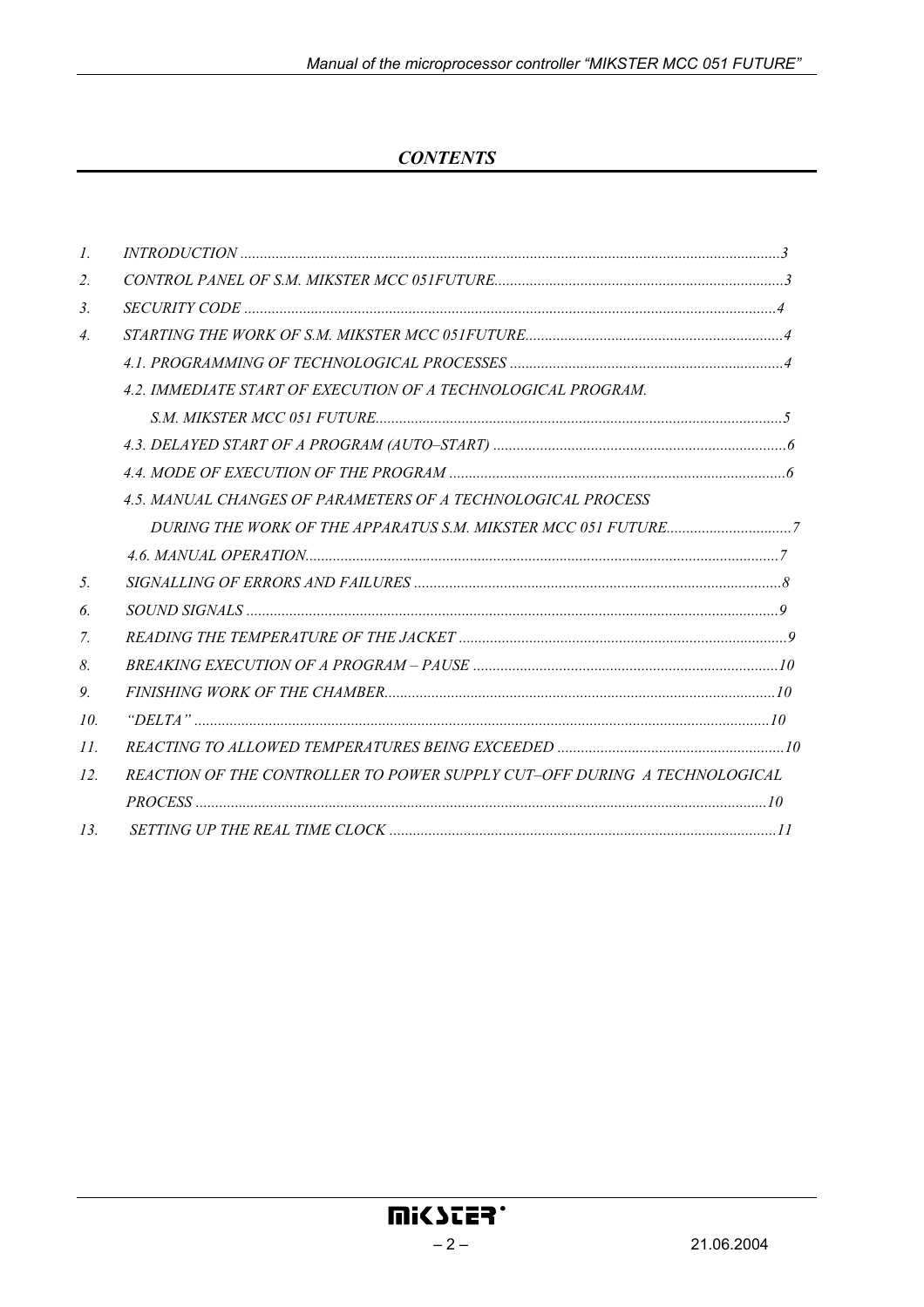## *CONTENTS*

1. *INTRODUCTION* ......................................................................................................................................3
2. *CONTROL PANEL OF S.M. MIKSTER MCC 051FUTURE*.........................................................................3
3. *SECURITY CODE* ......................................................................................................................................4
4. *STARTING THE WORK OF S.M. MIKSTER MCC 051FUTURE*.................................................................4
   - *4.1. PROGRAMMING OF TECHNOLOGICAL PROCESSES* ......................................................................4
   - *4.2. IMMEDIATE START OF EXECUTION OF A TECHNOLOGICAL PROGRAM. S.M. MIKSTER MCC 051 FUTURE*.......................................................................................................5
   - *4.3. DELAYED START OF A PROGRAM (AUTO–START)* ...........................................................................6
   - *4.4. MODE OF EXECUTION OF THE PROGRAM* .......................................................................................6
   - *4.5. MANUAL CHANGES OF PARAMETERS OF A TECHNOLOGICAL PROCESS DURING THE WORK OF THE APPARATUS S.M. MIKSTER MCC 051 FUTURE*................................7
   - *4.6. MANUAL OPERATION*.........................................................................................................................7
5. *SIGNALLING OF ERRORS AND FAILURES* ...............................................................................................8
6. *SOUND SIGNALS* .......................................................................................................................................9
7. *READING THE TEMPERATURE OF THE JACKET* ....................................................................................9
8. *BREAKING EXECUTION OF A PROGRAM – PAUSE* ...............................................................................10
9. *FINISHING WORK OF THE CHAMBER*......................................................................................................10
10. *"DELTA"* ...................................................................................................................................................10
11. *REACTING TO ALLOWED TEMPERATURES BEING EXCEEDED* ..........................................................10
12. *REACTION OF THE CONTROLLER TO POWER SUPPLY CUT–OFF DURING A TECHNOLOGICAL PROCESS* ................................................................................................................................................10
13. *SETTING UP THE REAL TIME CLOCK* ....................................................................................................11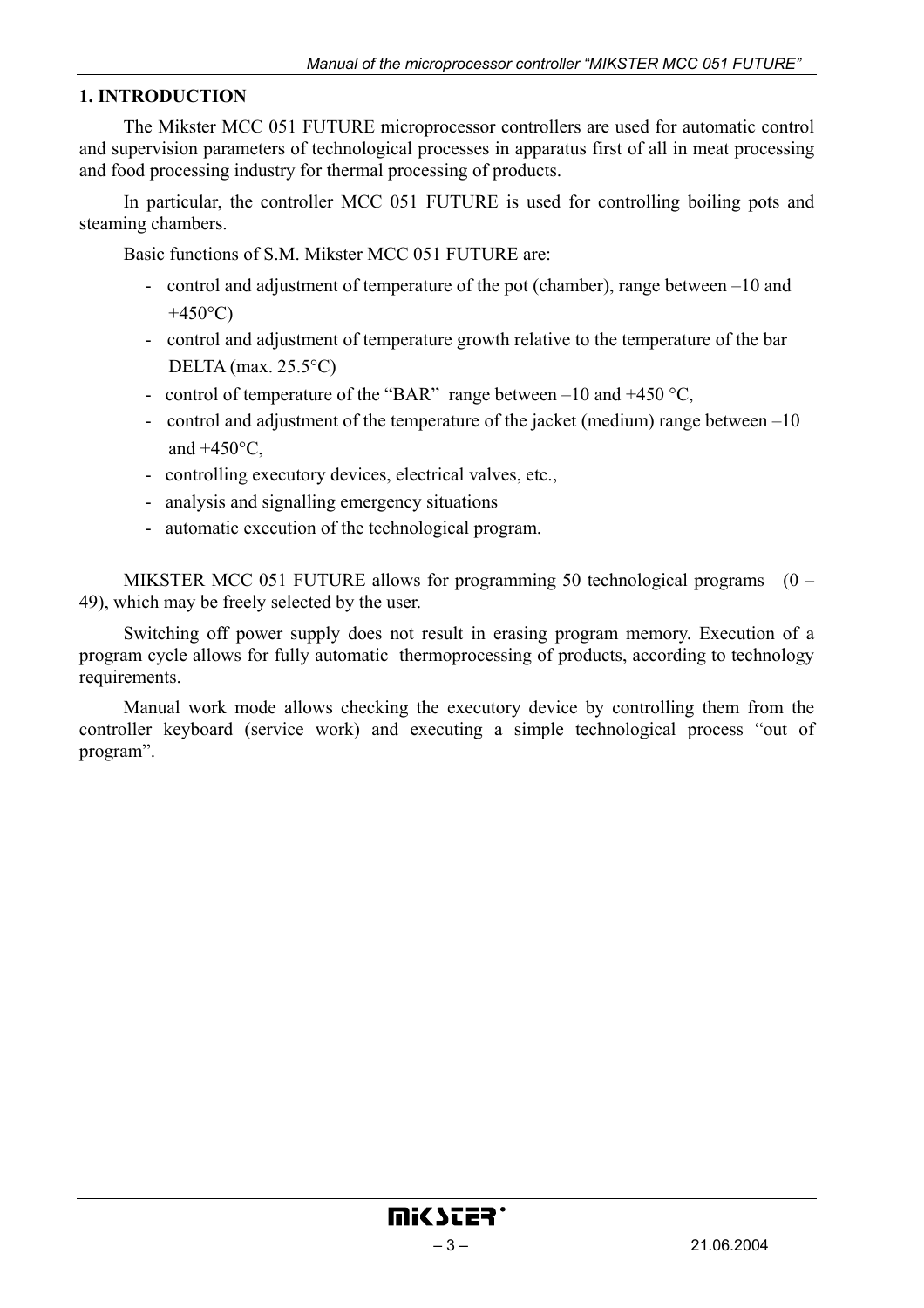# 1. INTRODUCTION

The Mikster MCC 051 FUTURE microprocessor controllers are used for automatic control and supervision parameters of technological processes in apparatus first of all in meat processing and food processing industry for thermal processing of products.

In particular, the controller MCC 051 FUTURE is used for controlling boiling pots and steaming chambers.

Basic functions of S.M. Mikster MCC 051 FUTURE are:

- control and adjustment of temperature of the pot (chamber), range between –10 and +450°C)
- control and adjustment of temperature growth relative to the temperature of the bar DELTA (max. 25.5°C)
- control of temperature of the "BAR" range between –10 and +450 °C,
- control and adjustment of the temperature of the jacket (medium) range between –10 and +450°C,
- controlling executory devices, electrical valves, etc.,
- analysis and signalling emergency situations
- automatic execution of the technological program.

MIKSTER MCC 051 FUTURE allows for programming 50 technological programs (0 – 49), which may be freely selected by the user.

Switching off power supply does not result in erasing program memory. Execution of a program cycle allows for fully automatic thermoprocessing of products, according to technology requirements.

Manual work mode allows checking the executory device by controlling them from the controller keyboard (service work) and executing a simple technological process "out of program".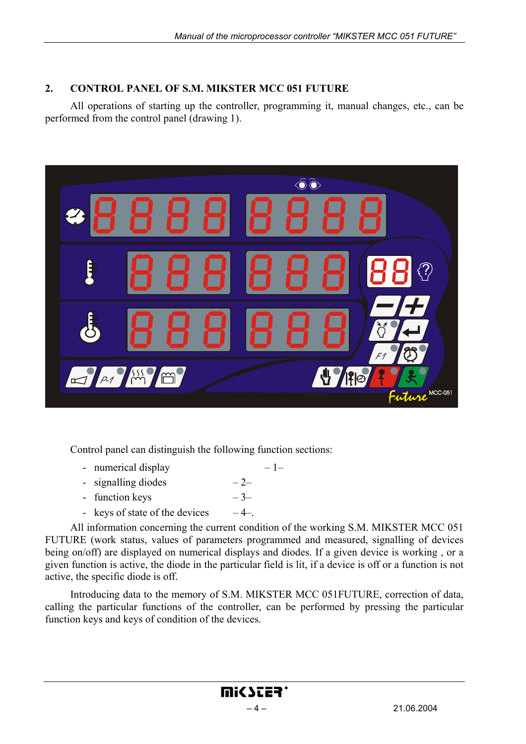## 2. CONTROL PANEL OF S.M. MIKSTER MCC 051 FUTURE

All operations of starting up the controller, programming it, manual changes, etc., can be performed from the control panel (drawing 1).

Control panel can distinguish the following function sections:

- numerical display – 1–
- signalling diodes – 2–
- function keys – 3–
- keys of state of the devices – 4–.

All information concerning the current condition of the working S.M. MIKSTER MCC 051 FUTURE (work status, values of parameters programmed and measured, signalling of devices being on/off) are displayed on numerical displays and diodes. If a given device is working , or a given function is active, the diode in the particular field is lit, if a device is off or a function is not active, the specific diode is off.

Introducing data to the memory of S.M. MIKSTER MCC 051FUTURE, correction of data, calling the particular functions of the controller, can be performed by pressing the particular function keys and keys of condition of the devices.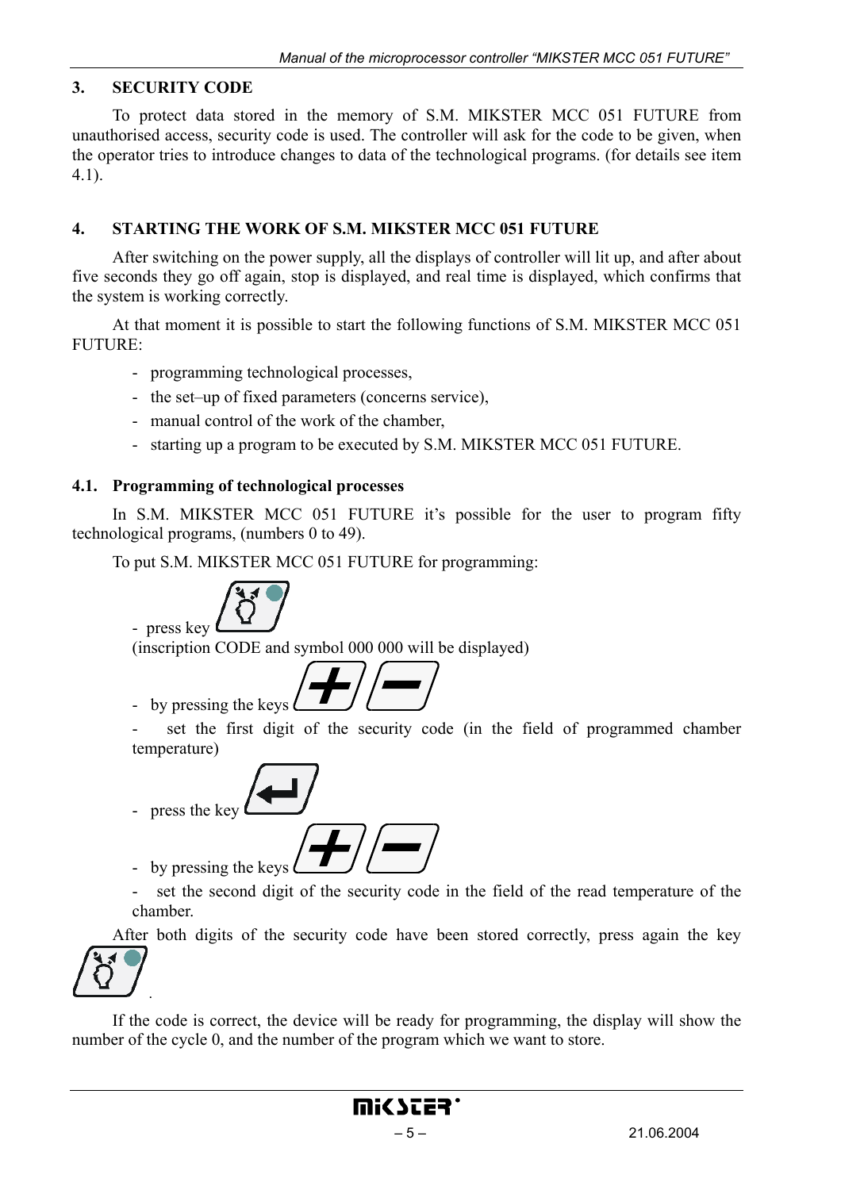## 3. SECURITY CODE

To protect data stored in the memory of S.M. MIKSTER MCC 051 FUTURE from unauthorised access, security code is used. The controller will ask for the code to be given, when the operator tries to introduce changes to data of the technological programs. (for details see item 4.1).

## 4. STARTING THE WORK OF S.M. MIKSTER MCC 051 FUTURE

After switching on the power supply, all the displays of controller will lit up, and after about five seconds they go off again, stop is displayed, and real time is displayed, which confirms that the system is working correctly.

At that moment it is possible to start the following functions of S.M. MIKSTER MCC 051 FUTURE:

- programming technological processes,
- the set–up of fixed parameters (concerns service),
- manual control of the work of the chamber,
- starting up a program to be executed by S.M. MIKSTER MCC 051 FUTURE.

### 4.1. Programming of technological processes

In S.M. MIKSTER MCC 051 FUTURE it's possible for the user to program fifty technological programs, (numbers 0 to 49).

To put S.M. MIKSTER MCC 051 FUTURE for programming:

- press key
  (inscription CODE and symbol 000 000 will be displayed)
- by pressing the keys
- set the first digit of the security code (in the field of programmed chamber temperature)
- press the key
- by pressing the keys
- set the second digit of the security code in the field of the read temperature of the chamber.

After both digits of the security code have been stored correctly, press again the key .

If the code is correct, the device will be ready for programming, the display will show the number of the cycle 0, and the number of the program which we want to store.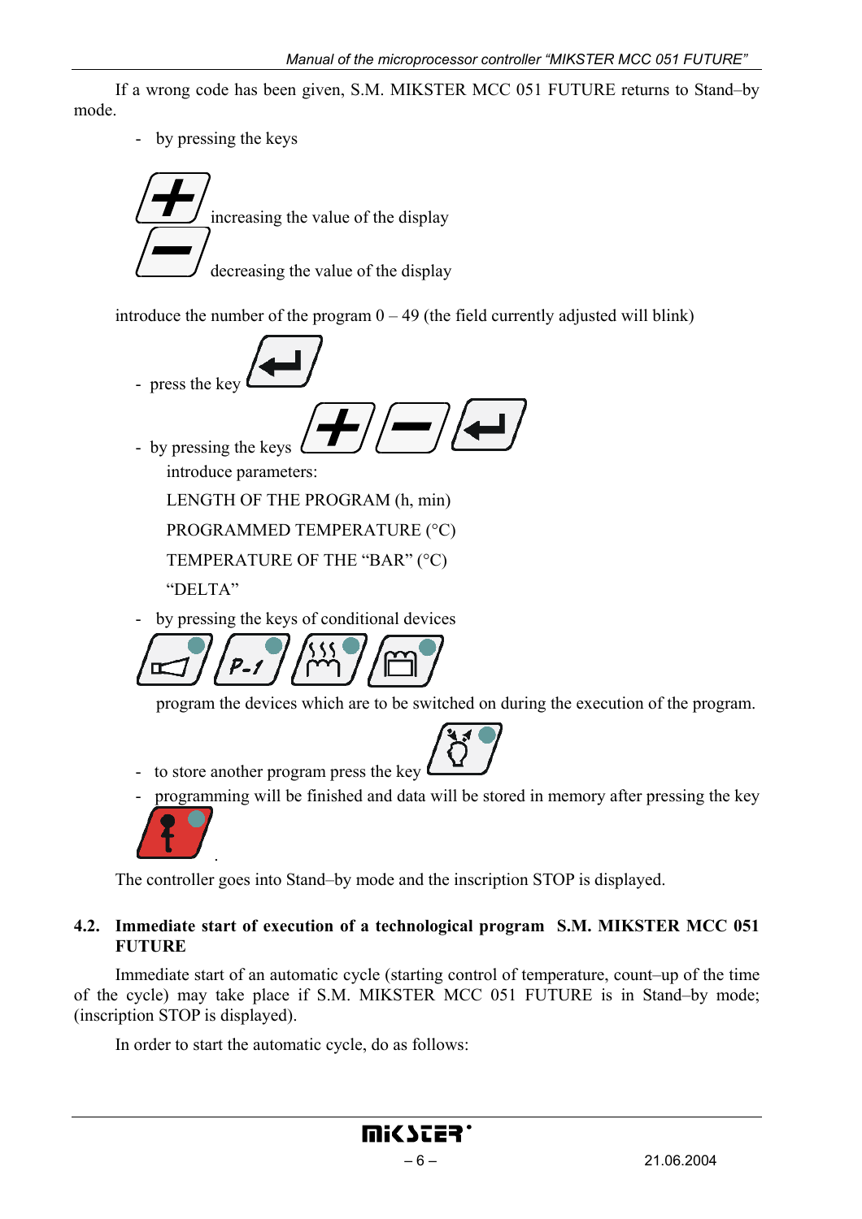If a wrong code has been given, S.M. MIKSTER MCC 051 FUTURE returns to Stand–by mode.

- by pressing the keys

increasing the value of the display

decreasing the value of the display

introduce the number of the program 0 – 49 (the field currently adjusted will blink)

- press the key
- by pressing the keys

  introduce parameters:

  LENGTH OF THE PROGRAM (h, min)

  PROGRAMMED TEMPERATURE (°C)

  TEMPERATURE OF THE "BAR" (°C)

  "DELTA"

- by pressing the keys of conditional devices

  program the devices which are to be switched on during the execution of the program.

- to store another program press the key
- programming will be finished and data will be stored in memory after pressing the key .

The controller goes into Stand–by mode and the inscription STOP is displayed.

## 4.2. Immediate start of execution of a technological program S.M. MIKSTER MCC 051 FUTURE

Immediate start of an automatic cycle (starting control of temperature, count–up of the time of the cycle) may take place if S.M. MIKSTER MCC 051 FUTURE is in Stand–by mode; (inscription STOP is displayed).

In order to start the automatic cycle, do as follows: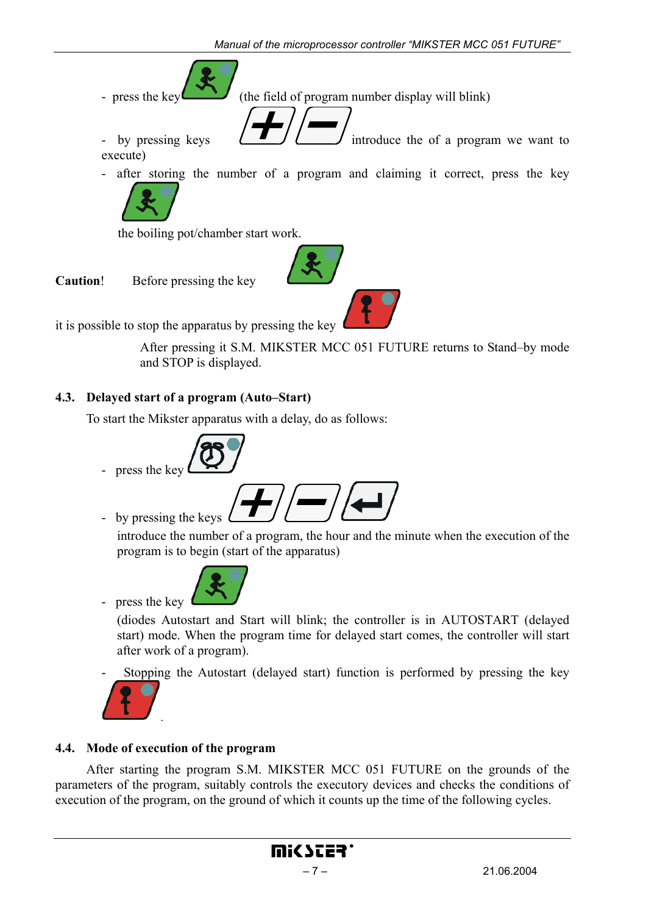- press the key (the field of program number display will blink)
- by pressing keys introduce the of a program we want to execute)
- after storing the number of a program and claiming it correct, press the key

  the boiling pot/chamber start work.

**Caution**! Before pressing the key

it is possible to stop the apparatus by pressing the key

After pressing it S.M. MIKSTER MCC 051 FUTURE returns to Stand–by mode and STOP is displayed.

## 4.3. Delayed start of a program (Auto–Start)

To start the Mikster apparatus with a delay, do as follows:

- press the key
- by pressing the keys

  introduce the number of a program, the hour and the minute when the execution of the program is to begin (start of the apparatus)
- press the key

  (diodes Autostart and Start will blink; the controller is in AUTOSTART (delayed start) mode. When the program time for delayed start comes, the controller will start after work of a program).
- Stopping the Autostart (delayed start) function is performed by pressing the key .

## 4.4. Mode of execution of the program

After starting the program S.M. MIKSTER MCC 051 FUTURE on the grounds of the parameters of the program, suitably controls the executory devices and checks the conditions of execution of the program, on the ground of which it counts up the time of the following cycles.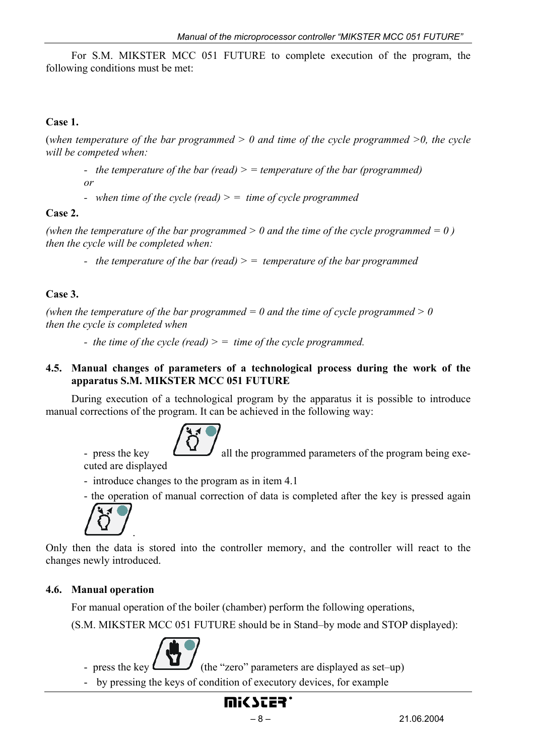For S.M. MIKSTER MCC 051 FUTURE to complete execution of the program, the following conditions must be met:

**Case 1.**

(*when temperature of the bar programmed > 0 and time of the cycle programmed >0, the cycle will be competed when:*

- *the temperature of the bar (read) > = temperature of the bar (programmed)*

  *or*

- *when time of the cycle (read) > = time of cycle programmed*

**Case 2.**

*(when the temperature of the bar programmed > 0 and the time of the cycle programmed = 0 ) then the cycle will be completed when:*

- *the temperature of the bar (read) > = temperature of the bar programmed*

**Case 3.**

*(when the temperature of the bar programmed = 0 and the time of cycle programmed > 0 then the cycle is completed when*

- *the time of the cycle (read) > = time of the cycle programmed.*

### 4.5. Manual changes of parameters of a technological process during the work of the apparatus S.M. MIKSTER MCC 051 FUTURE

During execution of a technological program by the apparatus it is possible to introduce manual corrections of the program. It can be achieved in the following way:

- press the key all the programmed parameters of the program being executed are displayed
- introduce changes to the program as in item 4.1
- the operation of manual correction of data is completed after the key is pressed again .

Only then the data is stored into the controller memory, and the controller will react to the changes newly introduced.

### 4.6. Manual operation

For manual operation of the boiler (chamber) perform the following operations,

(S.M. MIKSTER MCC 051 FUTURE should be in Stand–by mode and STOP displayed):

- press the key (the "zero" parameters are displayed as set–up)
- by pressing the keys of condition of executory devices, for example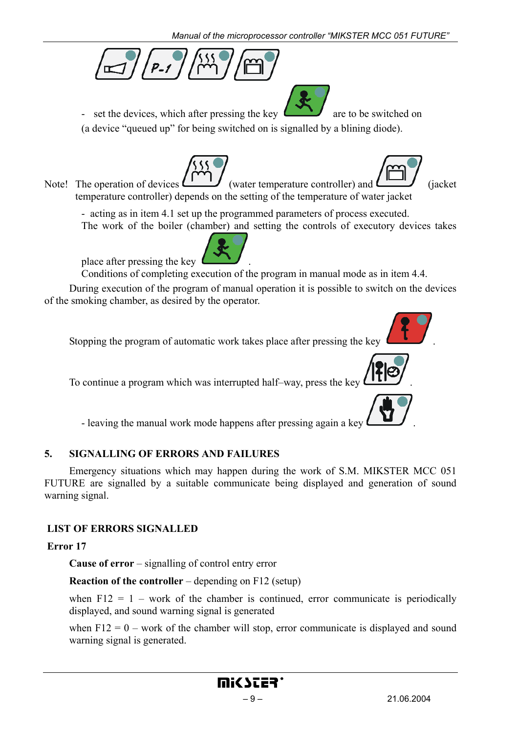- set the devices, which after pressing the key are to be switched on (a device "queued up" for being switched on is signalled by a blining diode).

Note! The operation of devices (water temperature controller) and (jacket temperature controller) depends on the setting of the temperature of water jacket

- acting as in item 4.1 set up the programmed parameters of process executed. The work of the boiler (chamber) and setting the controls of executory devices takes place after pressing the key .

Conditions of completing execution of the program in manual mode as in item 4.4.

During execution of the program of manual operation it is possible to switch on the devices of the smoking chamber, as desired by the operator.

Stopping the program of automatic work takes place after pressing the key .

To continue a program which was interrupted half–way, press the key .

- leaving the manual work mode happens after pressing again a key .

## 5. SIGNALLING OF ERRORS AND FAILURES

Emergency situations which may happen during the work of S.M. MIKSTER MCC 051 FUTURE are signalled by a suitable communicate being displayed and generation of sound warning signal.

### LIST OF ERRORS SIGNALLED

**Error 17**

**Cause of error** – signalling of control entry error

**Reaction of the controller** – depending on F12 (setup)

when F12 = 1 – work of the chamber is continued, error communicate is periodically displayed, and sound warning signal is generated

when F12 = 0 – work of the chamber will stop, error communicate is displayed and sound warning signal is generated.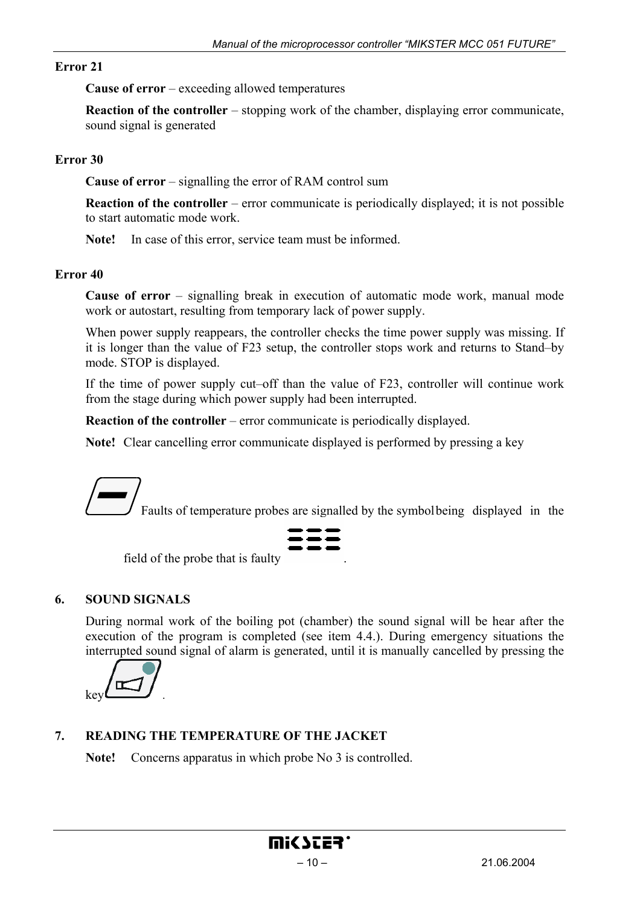**Error 21**

**Cause of error** – exceeding allowed temperatures

**Reaction of the controller** – stopping work of the chamber, displaying error communicate, sound signal is generated

**Error 30**

**Cause of error** – signalling the error of RAM control sum

**Reaction of the controller** – error communicate is periodically displayed; it is not possible to start automatic mode work.

**Note!** In case of this error, service team must be informed.

**Error 40**

**Cause of error** – signalling break in execution of automatic mode work, manual mode work or autostart, resulting from temporary lack of power supply.

When power supply reappears, the controller checks the time power supply was missing. If it is longer than the value of F23 setup, the controller stops work and returns to Stand–by mode. STOP is displayed.

If the time of power supply cut–off than the value of F23, controller will continue work from the stage during which power supply had been interrupted.

**Reaction of the controller** – error communicate is periodically displayed.

**Note!** Clear cancelling error communicate displayed is performed by pressing a key

Faults of temperature probes are signalled by the symbol being displayed in the field of the probe that is faulty .

## 6. SOUND SIGNALS

During normal work of the boiling pot (chamber) the sound signal will be hear after the execution of the program is completed (see item 4.4.). During emergency situations the interrupted sound signal of alarm is generated, until it is manually cancelled by pressing the key .

## 7. READING THE TEMPERATURE OF THE JACKET

**Note!** Concerns apparatus in which probe No 3 is controlled.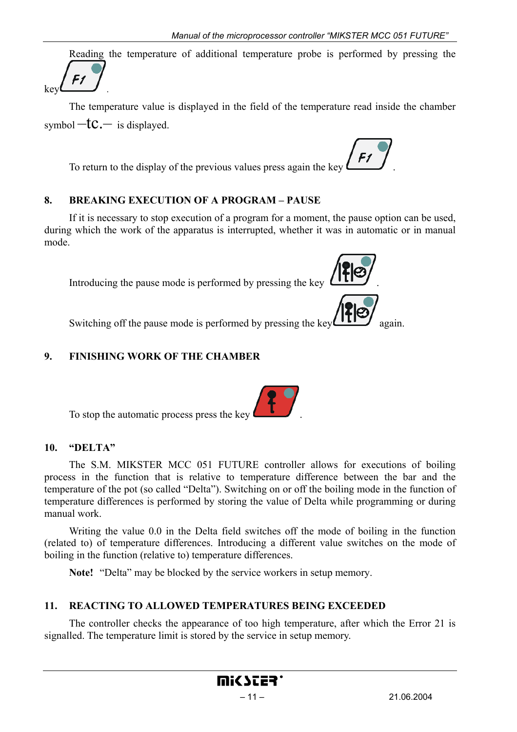Reading the temperature of additional temperature probe is performed by pressing the key F1 .

The temperature value is displayed in the field of the temperature read inside the chamber symbol –tc.– is displayed.

To return to the display of the previous values press again the key F1 .

## 8. BREAKING EXECUTION OF A PROGRAM – PAUSE

If it is necessary to stop execution of a program for a moment, the pause option can be used, during which the work of the apparatus is interrupted, whether it was in automatic or in manual mode.

Introducing the pause mode is performed by pressing the key .

Switching off the pause mode is performed by pressing the key again.

## 9. FINISHING WORK OF THE CHAMBER

To stop the automatic process press the key .

## 10. "DELTA"

The S.M. MIKSTER MCC 051 FUTURE controller allows for executions of boiling process in the function that is relative to temperature difference between the bar and the temperature of the pot (so called "Delta"). Switching on or off the boiling mode in the function of temperature differences is performed by storing the value of Delta while programming or during manual work.

Writing the value 0.0 in the Delta field switches off the mode of boiling in the function (related to) of temperature differences. Introducing a different value switches on the mode of boiling in the function (relative to) temperature differences.

**Note!** "Delta" may be blocked by the service workers in setup memory.

## 11. REACTING TO ALLOWED TEMPERATURES BEING EXCEEDED

The controller checks the appearance of too high temperature, after which the Error 21 is signalled. The temperature limit is stored by the service in setup memory.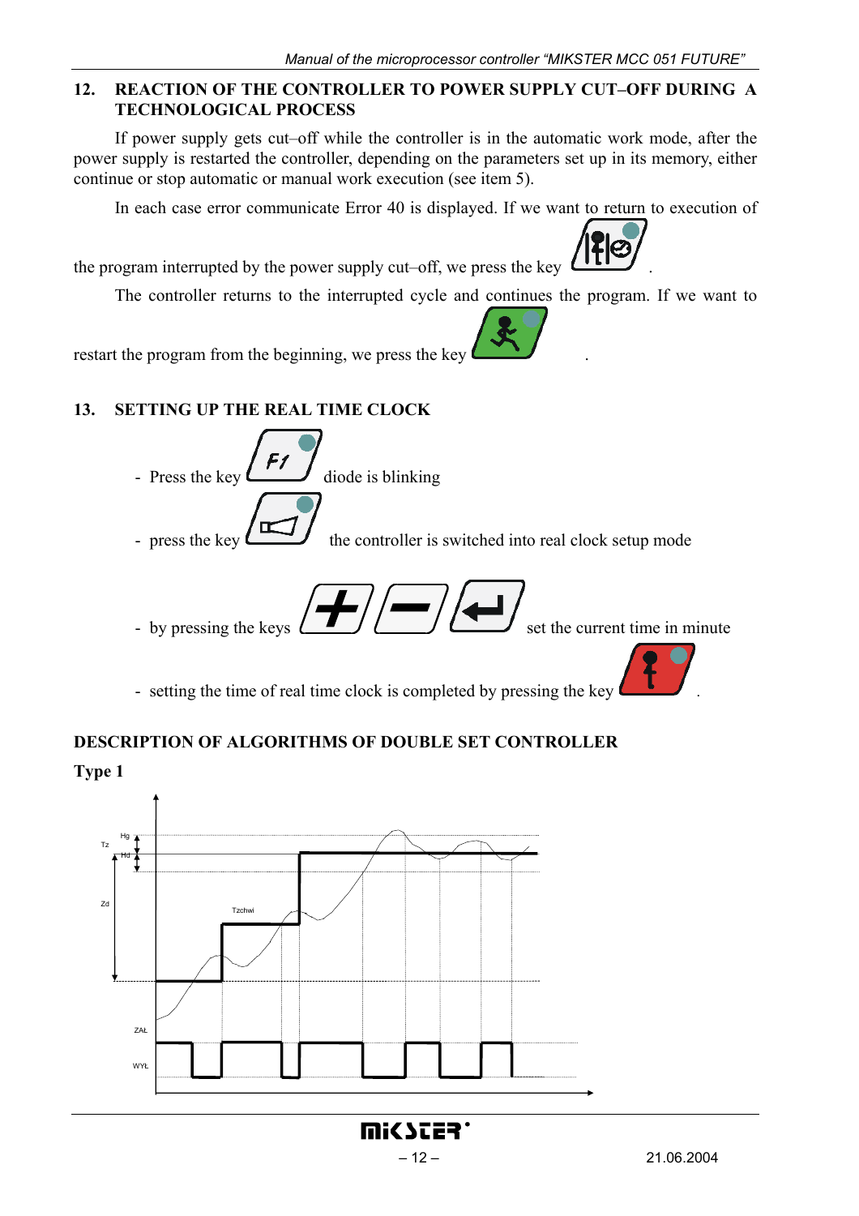## 12. REACTION OF THE CONTROLLER TO POWER SUPPLY CUT–OFF DURING A TECHNOLOGICAL PROCESS

If power supply gets cut–off while the controller is in the automatic work mode, after the power supply is restarted the controller, depending on the parameters set up in its memory, either continue or stop automatic or manual work execution (see item 5).

In each case error communicate Error 40 is displayed. If we want to return to execution of the program interrupted by the power supply cut–off, we press the key .

The controller returns to the interrupted cycle and continues the program. If we want to restart the program from the beginning, we press the key .

## 13. SETTING UP THE REAL TIME CLOCK

- Press the key F1 diode is blinking
- press the key the controller is switched into real clock setup mode
- by pressing the keys + – ↵ set the current time in minute
- setting the time of real time clock is completed by pressing the key .

## DESCRIPTION OF ALGORITHMS OF DOUBLE SET CONTROLLER

**Type 1**

Hg Tz Hd Zd Tzchwi ZAŁ WYŁ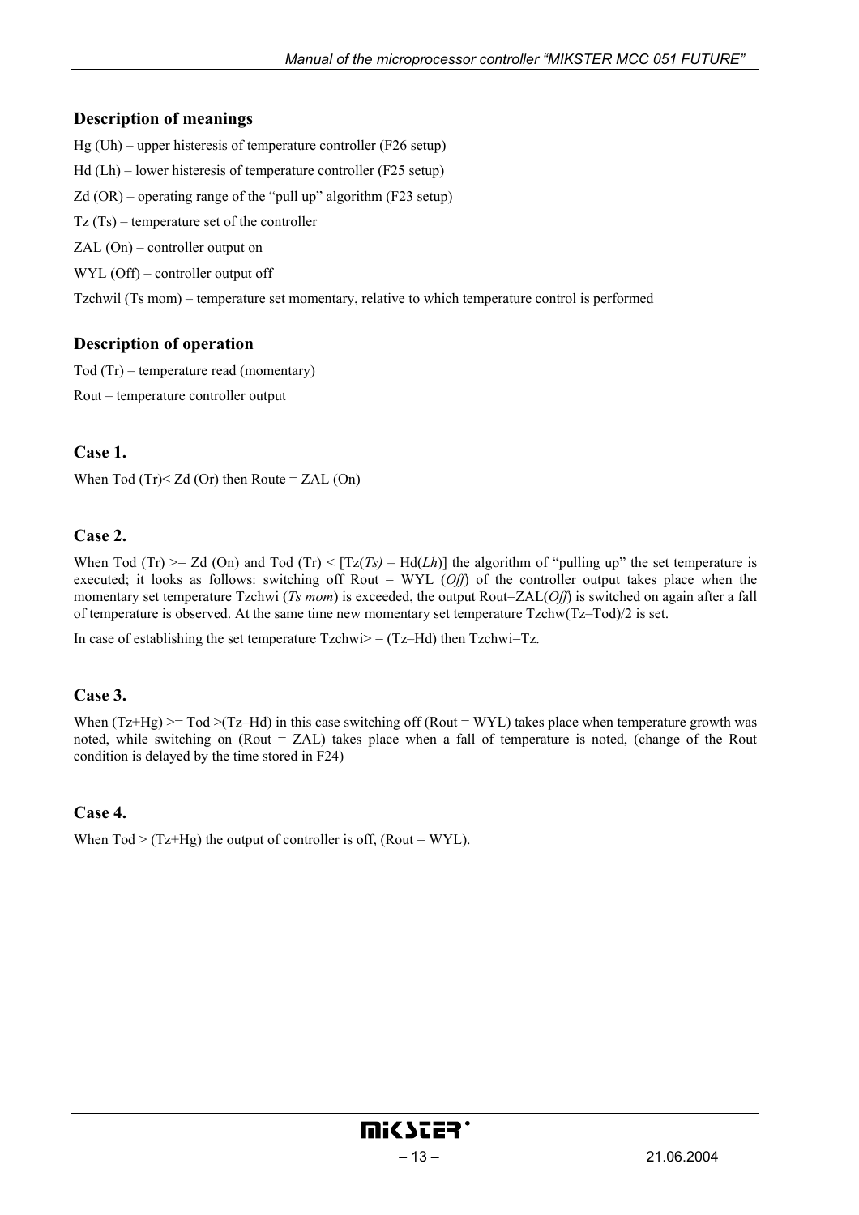## Description of meanings

Hg (Uh) – upper histeresis of temperature controller (F26 setup)

Hd (Lh) – lower histeresis of temperature controller (F25 setup)

Zd (OR) – operating range of the "pull up" algorithm (F23 setup)

Tz (Ts) – temperature set of the controller

ZAL (On) – controller output on

WYL (Off) – controller output off

Tzchwil (Ts mom) – temperature set momentary, relative to which temperature control is performed

## Description of operation

Tod (Tr) – temperature read (momentary)

Rout – temperature controller output

### Case 1.

When Tod (Tr)< Zd (Or) then Route = ZAL (On)

### Case 2.

When Tod (Tr) >= Zd (On) and Tod (Tr) < [Tz(*Ts)* – Hd(*Lh*)] the algorithm of "pulling up" the set temperature is executed; it looks as follows: switching off Rout = WYL (*Off*) of the controller output takes place when the momentary set temperature Tzchwi (*Ts mom*) is exceeded, the output Rout=ZAL(*Off*) is switched on again after a fall of temperature is observed. At the same time new momentary set temperature Tzchw(Tz–Tod)/2 is set.

In case of establishing the set temperature Tzchwi> = (Tz–Hd) then Tzchwi=Tz.

### Case 3.

When (Tz+Hg) >= Tod >(Tz–Hd) in this case switching off (Rout = WYL) takes place when temperature growth was noted, while switching on (Rout = ZAL) takes place when a fall of temperature is noted, (change of the Rout condition is delayed by the time stored in F24)

### Case 4.

When Tod > (Tz+Hg) the output of controller is off, (Rout = WYL).